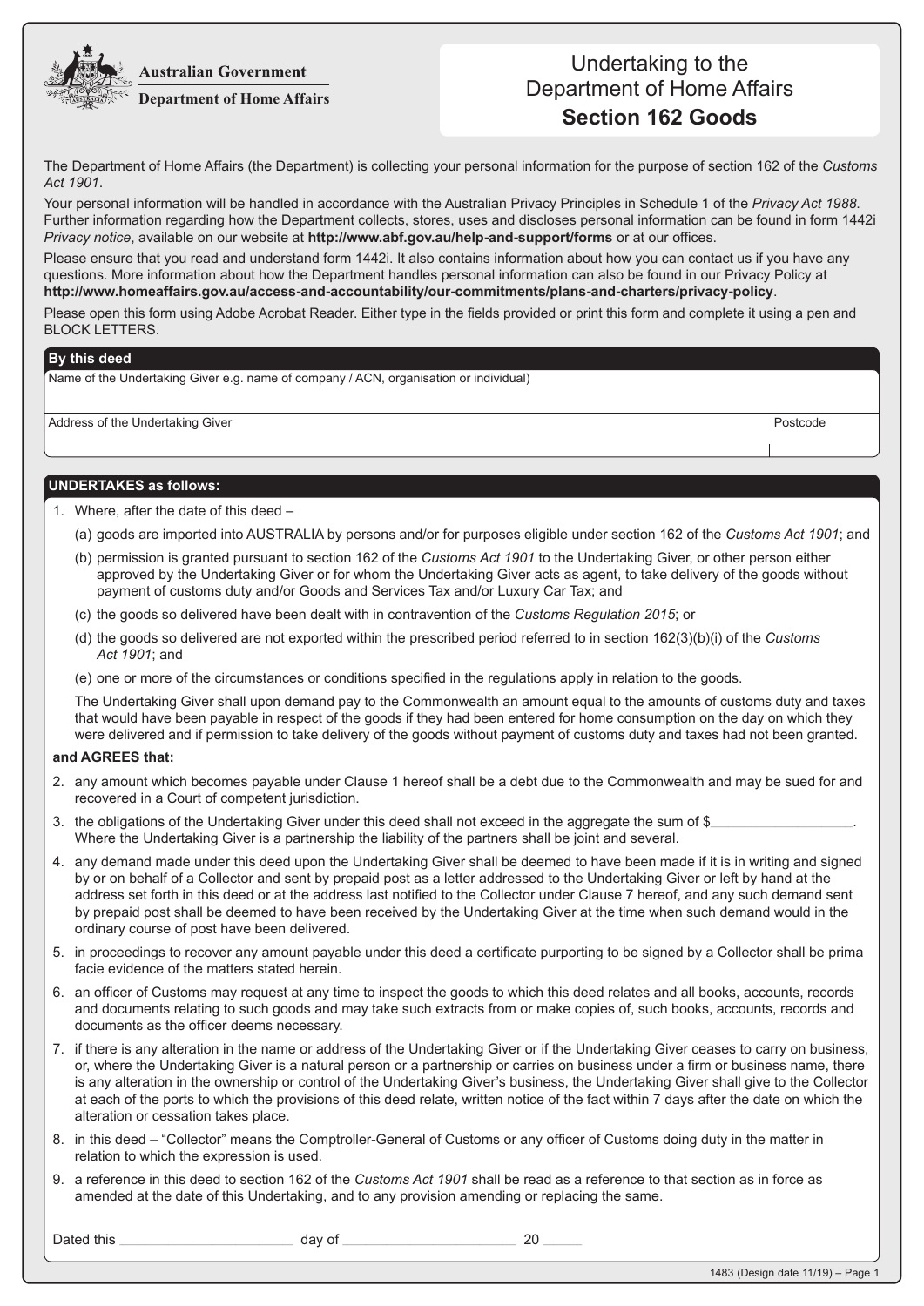Australian Government

Department of Home Affairs

# Undertaking to the Department of Home Affairs **Section 162 Goods**

The Department of Home Affairs (the Department) is collecting your personal information for the purpose of section 162 of the *Customs Act 1901*.

Your personal information will be handled in accordance with the Australian Privacy Principles in Schedule 1 of the *Privacy Act 1988*. Further information regarding how the Department collects, stores, uses and discloses personal information can be found in form 1442i *Privacy notice*, available on our website at **http://www.abf.gov.au/help-and-support/forms** or at our offices.

Please ensure that you read and understand form 1442i. It also contains information about how you can contact us if you have any questions. More information about how the Department handles personal information can also be found in our Privacy Policy at **http://www.homeaffairs.gov.au/access-and-accountability/our-commitments/plans-and-charters/privacy-policy**.

Please open this form using Adobe Acrobat Reader. Either type in the fields provided or print this form and complete it using a pen and BLOCK LETTERS.

## By this deed

Name of the Undertaking Giver e.g. name of company / ACN, organisation or individual)

Address of the Undertaking Giver

Postcode

## UNDERTAKES as follows:

1. Where, after the date of this deed –
   (a) goods are imported into AUSTRALIA by persons and/or for purposes eligible under section 162 of the *Customs Act 1901*; and
   (b) permission is granted pursuant to section 162 of the *Customs Act 1901* to the Undertaking Giver, or other person either approved by the Undertaking Giver or for whom the Undertaking Giver acts as agent, to take delivery of the goods without payment of customs duty and/or Goods and Services Tax and/or Luxury Car Tax; and
   (c) the goods so delivered have been dealt with in contravention of the *Customs Regulation 2015*; or
   (d) the goods so delivered are not exported within the prescribed period referred to in section 162(3)(b)(i) of the *Customs Act 1901*; and
   (e) one or more of the circumstances or conditions specified in the regulations apply in relation to the goods.

   The Undertaking Giver shall upon demand pay to the Commonwealth an amount equal to the amounts of customs duty and taxes that would have been payable in respect of the goods if they had been entered for home consumption on the day on which they were delivered and if permission to take delivery of the goods without payment of customs duty and taxes had not been granted.

**and AGREES that:**

2. any amount which becomes payable under Clause 1 hereof shall be a debt due to the Commonwealth and may be sued for and recovered in a Court of competent jurisdiction.
3. the obligations of the Undertaking Giver under this deed shall not exceed in the aggregate the sum of $\_\_\_\_\_\_\_\_\_\_\_\_\_\_\_\_\_\_\_\_. Where the Undertaking Giver is a partnership the liability of the partners shall be joint and several.
4. any demand made under this deed upon the Undertaking Giver shall be deemed to have been made if it is in writing and signed by or on behalf of a Collector and sent by prepaid post as a letter addressed to the Undertaking Giver or left by hand at the address set forth in this deed or at the address last notified to the Collector under Clause 7 hereof, and any such demand sent by prepaid post shall be deemed to have been received by the Undertaking Giver at the time when such demand would in the ordinary course of post have been delivered.
5. in proceedings to recover any amount payable under this deed a certificate purporting to be signed by a Collector shall be prima facie evidence of the matters stated herein.
6. an officer of Customs may request at any time to inspect the goods to which this deed relates and all books, accounts, records and documents relating to such goods and may take such extracts from or make copies of, such books, accounts, records and documents as the officer deems necessary.
7. if there is any alteration in the name or address of the Undertaking Giver or if the Undertaking Giver ceases to carry on business, or, where the Undertaking Giver is a natural person or a partnership or carries on business under a firm or business name, there is any alteration in the ownership or control of the Undertaking Giver's business, the Undertaking Giver shall give to the Collector at each of the ports to which the provisions of this deed relate, written notice of the fact within 7 days after the date on which the alteration or cessation takes place.
8. in this deed – "Collector" means the Comptroller-General of Customs or any officer of Customs doing duty in the matter in relation to which the expression is used.
9. a reference in this deed to section 162 of the *Customs Act 1901* shall be read as a reference to that section as in force as amended at the date of this Undertaking, and to any provision amending or replacing the same.

Dated this \_\_\_\_\_\_\_\_\_\_\_\_\_\_\_\_\_\_\_\_\_\_ day of \_\_\_\_\_\_\_\_\_\_\_\_\_\_\_\_\_\_\_\_\_\_ 20 \_\_\_\_\_

1483 (Design date 11/19)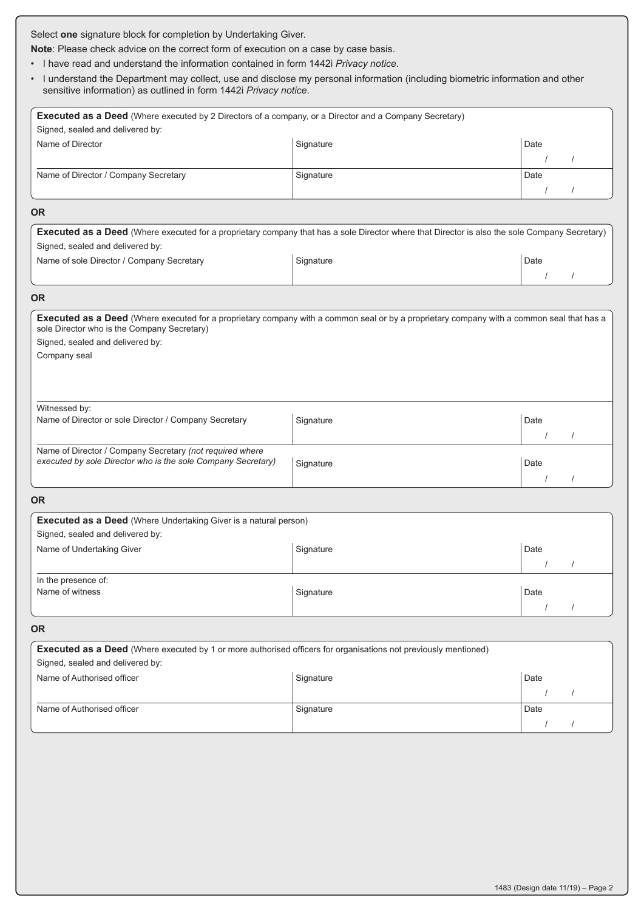Select **one** signature block for completion by Undertaking Giver.

**Note**: Please check advice on the correct form of execution on a case by case basis.

- I have read and understand the information contained in form 1442i *Privacy notice*.
- I understand the Department may collect, use and disclose my personal information (including biometric information and other sensitive information) as outlined in form 1442i *Privacy notice*.

**Executed as a Deed** (Where executed by 2 Directors of a company, or a Director and a Company Secretary)

Signed, sealed and delivered by:

| Name of Director | Signature | Date |
|---|---|---|
| | | / / |
| Name of Director / Company Secretary | Signature | Date |
| | | / / |

**OR**

**Executed as a Deed** (Where executed for a proprietary company that has a sole Director where that Director is also the sole Company Secretary)

Signed, sealed and delivered by:

| Name of sole Director / Company Secretary | Signature | Date |
|---|---|---|
| | | / / |

**OR**

**Executed as a Deed** (Where executed for a proprietary company with a common seal or by a proprietary company with a common seal that has a sole Director who is the Company Secretary)

Signed, sealed and delivered by:

Company seal

Witnessed by:

| Name of Director or sole Director / Company Secretary | Signature | Date |
|---|---|---|
| | | / / |
| Name of Director / Company Secretary *(not required where executed by sole Director who is the sole Company Secretary)* | Signature | Date |
| | | / / |

**OR**

**Executed as a Deed** (Where Undertaking Giver is a natural person)

Signed, sealed and delivered by:

| Name of Undertaking Giver | Signature | Date |
|---|---|---|
| | | / / |

In the presence of:

| Name of witness | Signature | Date |
|---|---|---|
| | | / / |

**OR**

**Executed as a Deed** (Where executed by 1 or more authorised officers for organisations not previously mentioned)

Signed, sealed and delivered by:

| Name of Authorised officer | Signature | Date |
|---|---|---|
| | | / / |
| Name of Authorised officer | Signature | Date |
| | | / / |

1483 (Design date 11/19)